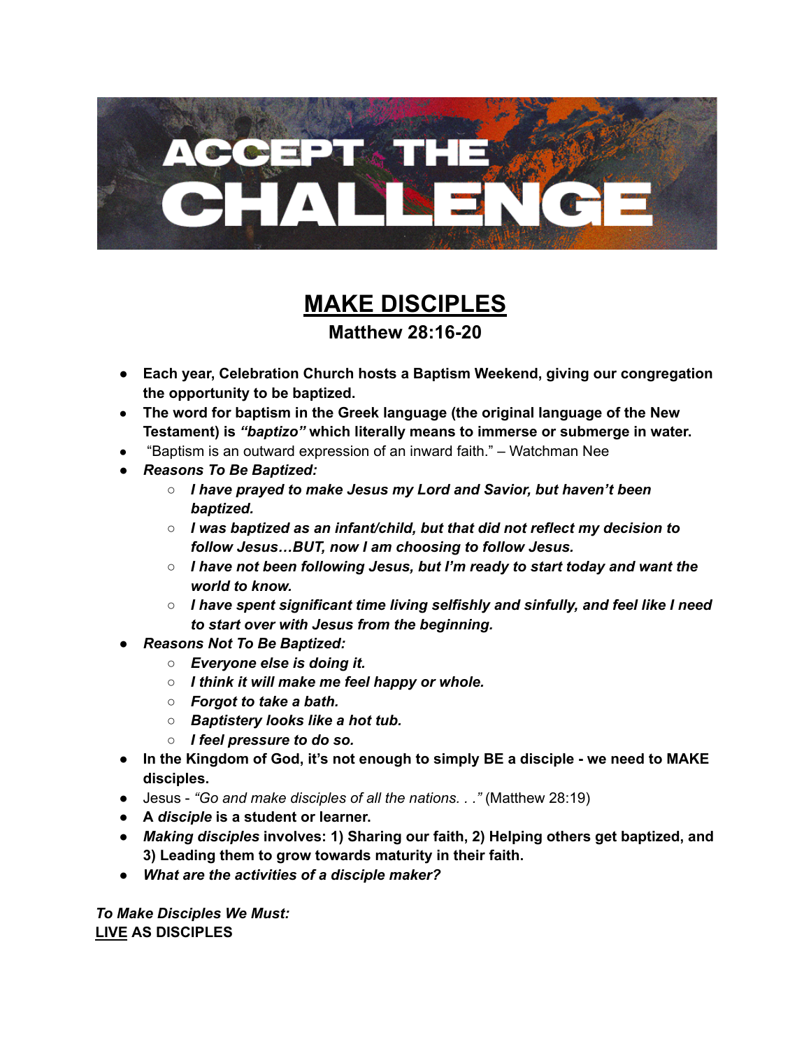ACCEPT THE CHALLENGE

# MAKE DISCIPLES

### Matthew 28:16-20

- **Each year, Celebration Church hosts a Baptism Weekend, giving our congregation the opportunity to be baptized.**
- **The word for baptism in the Greek language (the original language of the New Testament) is *"baptizo"* which literally means to immerse or submerge in water.**
- "Baptism is an outward expression of an inward faith." – Watchman Nee
- ***Reasons To Be Baptized:***
  - ***I have prayed to make Jesus my Lord and Savior, but haven't been baptized.***
  - ***I was baptized as an infant/child, but that did not reflect my decision to follow Jesus…BUT, now I am choosing to follow Jesus.***
  - ***I have not been following Jesus, but I'm ready to start today and want the world to know.***
  - ***I have spent significant time living selfishly and sinfully, and feel like I need to start over with Jesus from the beginning.***
- ***Reasons Not To Be Baptized:***
  - ***Everyone else is doing it.***
  - ***I think it will make me feel happy or whole.***
  - ***Forgot to take a bath.***
  - ***Baptistery looks like a hot tub.***
  - ***I feel pressure to do so.***
- **In the Kingdom of God, it's not enough to simply BE a disciple - we need to MAKE disciples.**
- Jesus - *"Go and make disciples of all the nations. . ."* (Matthew 28:19)
- **A *disciple* is a student or learner.**
- ***Making disciples* involves: 1) Sharing our faith, 2) Helping others get baptized, and 3) Leading them to grow towards maturity in their faith.**
- ***What are the activities of a disciple maker?***

***To Make Disciples We Must:***
**LIVE AS DISCIPLES**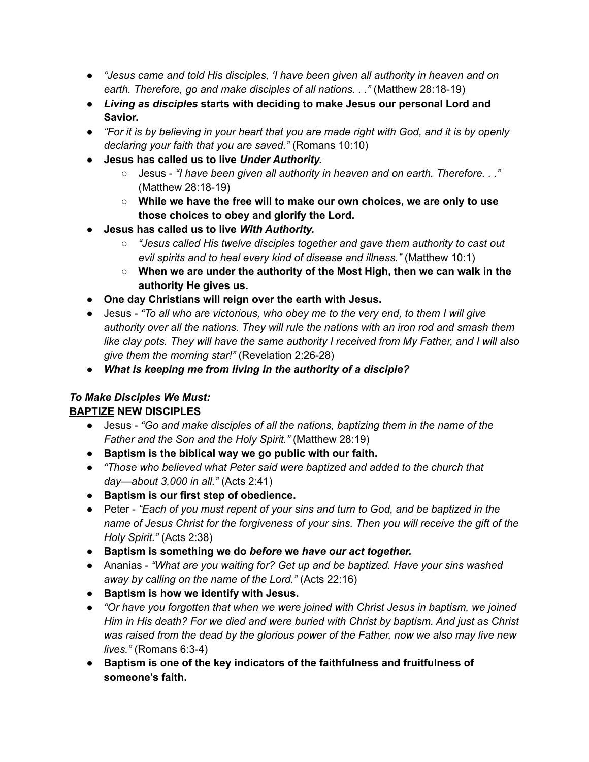- *"Jesus came and told His disciples, 'I have been given all authority in heaven and on earth. Therefore, go and make disciples of all nations. . ."* (Matthew 28:18-19)
- ***Living as disciples*** **starts with deciding to make Jesus our personal Lord and Savior.**
- *"For it is by believing in your heart that you are made right with God, and it is by openly declaring your faith that you are saved."* (Romans 10:10)
- **Jesus has called us to live *Under Authority.***
  - Jesus - *"I have been given all authority in heaven and on earth. Therefore. . ."* (Matthew 28:18-19)
  - **While we have the free will to make our own choices, we are only to use those choices to obey and glorify the Lord.**
- **Jesus has called us to live *With Authority.***
  - *"Jesus called His twelve disciples together and gave them authority to cast out evil spirits and to heal every kind of disease and illness."* (Matthew 10:1)
  - **When we are under the authority of the Most High, then we can walk in the authority He gives us.**
- **One day Christians will reign over the earth with Jesus.**
- Jesus - *"To all who are victorious, who obey me to the very end, to them I will give authority over all the nations. They will rule the nations with an iron rod and smash them like clay pots. They will have the same authority I received from My Father, and I will also give them the morning star!"* (Revelation 2:26-28)
- ***What is keeping me from living in the authority of a disciple?***

***To Make Disciples We Must:***

**<u>BAPTIZE</u> NEW DISCIPLES**

- Jesus - *"Go and make disciples of all the nations, baptizing them in the name of the Father and the Son and the Holy Spirit."* (Matthew 28:19)
- **Baptism is the biblical way we go public with our faith.**
- *"Those who believed what Peter said were baptized and added to the church that day—about 3,000 in all."* (Acts 2:41)
- **Baptism is our first step of obedience.**
- Peter - *"Each of you must repent of your sins and turn to God, and be baptized in the name of Jesus Christ for the forgiveness of your sins. Then you will receive the gift of the Holy Spirit."* (Acts 2:38)
- **Baptism is something we do *before* we *have our act together.***
- Ananias - *"What are you waiting for? Get up and be baptized. Have your sins washed away by calling on the name of the Lord."* (Acts 22:16)
- **Baptism is how we identify with Jesus.**
- *"Or have you forgotten that when we were joined with Christ Jesus in baptism, we joined Him in His death? For we died and were buried with Christ by baptism. And just as Christ was raised from the dead by the glorious power of the Father, now we also may live new lives."* (Romans 6:3-4)
- **Baptism is one of the key indicators of the faithfulness and fruitfulness of someone's faith.**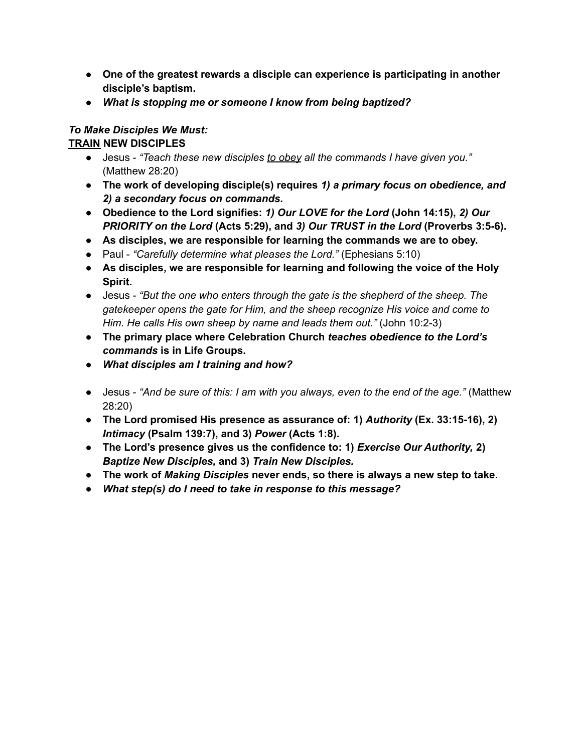- **One of the greatest rewards a disciple can experience is participating in another disciple's baptism.**
- ***What is stopping me or someone I know from being baptized?***

***To Make Disciples We Must:***
**<u>TRAIN</u> NEW DISCIPLES**

- Jesus - *"Teach these new disciples <u>to obey</u> all the commands I have given you."* (Matthew 28:20)
- **The work of developing disciple(s) requires *1) a primary focus on obedience, and 2) a secondary focus on commands.***
- **Obedience to the Lord signifies: *1) Our LOVE for the Lord* (John 14:15), *2) Our PRIORITY on the Lord* (Acts 5:29), and *3) Our TRUST in the Lord* (Proverbs 3:5-6).**
- **As disciples, we are responsible for learning the commands we are to obey.**
- Paul - *"Carefully determine what pleases the Lord."* (Ephesians 5:10)
- **As disciples, we are responsible for learning and following the voice of the Holy Spirit.**
- Jesus - *"But the one who enters through the gate is the shepherd of the sheep. The gatekeeper opens the gate for Him, and the sheep recognize His voice and come to Him. He calls His own sheep by name and leads them out."* (John 10:2-3)
- **The primary place where Celebration Church *teaches obedience to the Lord's commands* is in Life Groups.**
- ***What disciples am I training and how?***

- Jesus - *"And be sure of this: I am with you always, even to the end of the age."* (Matthew 28:20)
- **The Lord promised His presence as assurance of: 1) *Authority* (Ex. 33:15-16), 2) *Intimacy* (Psalm 139:7), and 3) *Power* (Acts 1:8).**
- **The Lord's presence gives us the confidence to: 1) *Exercise Our Authority,* 2) *Baptize New Disciples,* and 3) *Train New Disciples.***
- **The work of *Making Disciples* never ends, so there is always a new step to take.**
- ***What step(s) do I need to take in response to this message?***